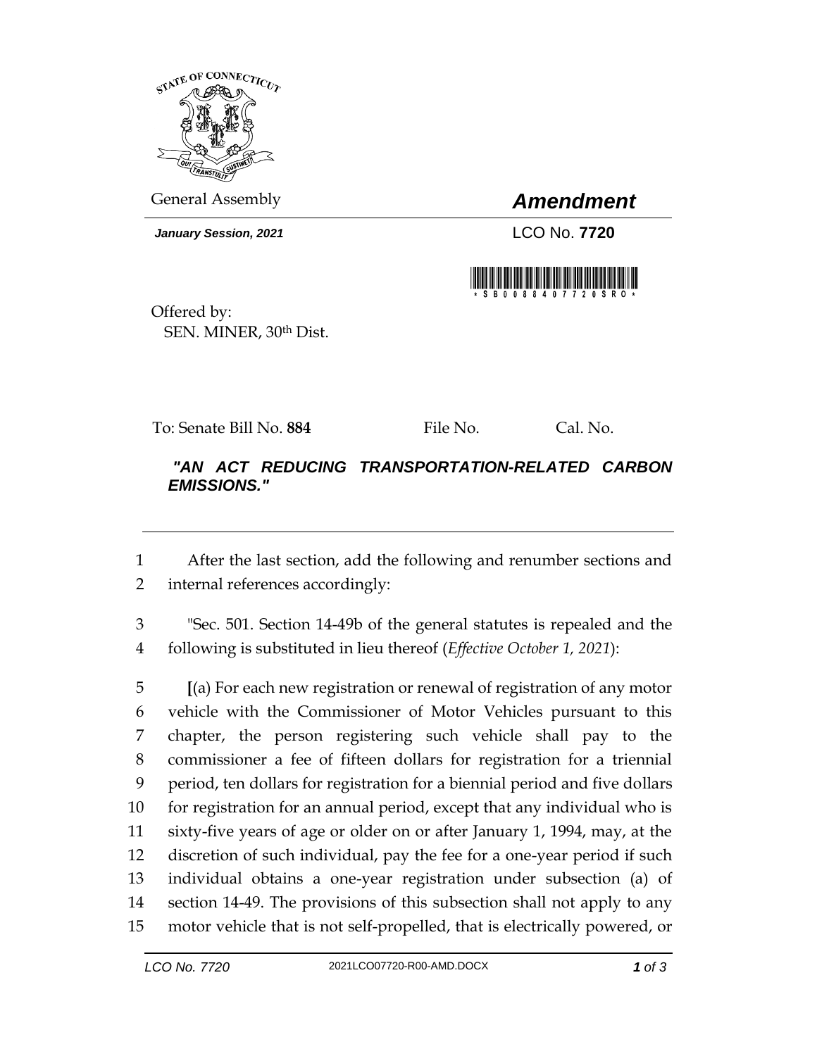General Assembly

# *Amendment*

***January Session, 2021***

LCO No. **7720**

\*SB0088407720SRO\*

Offered by:
SEN. MINER, 30th Dist.

To: Senate Bill No. **884** File No. Cal. No.

***"AN ACT REDUCING TRANSPORTATION-RELATED CARBON EMISSIONS."***

---

1 After the last section, add the following and renumber sections and
2 internal references accordingly:

3 "Sec. 501. Section 14-49b of the general statutes is repealed and the
4 following is substituted in lieu thereof (*Effective October 1, 2021*):

5 **[**(a) For each new registration or renewal of registration of any motor
6 vehicle with the Commissioner of Motor Vehicles pursuant to this
7 chapter, the person registering such vehicle shall pay to the
8 commissioner a fee of fifteen dollars for registration for a triennial
9 period, ten dollars for registration for a biennial period and five dollars
10 for registration for an annual period, except that any individual who is
11 sixty-five years of age or older on or after January 1, 1994, may, at the
12 discretion of such individual, pay the fee for a one-year period if such
13 individual obtains a one-year registration under subsection (a) of
14 section 14-49. The provisions of this subsection shall not apply to any
15 motor vehicle that is not self-propelled, that is electrically powered, or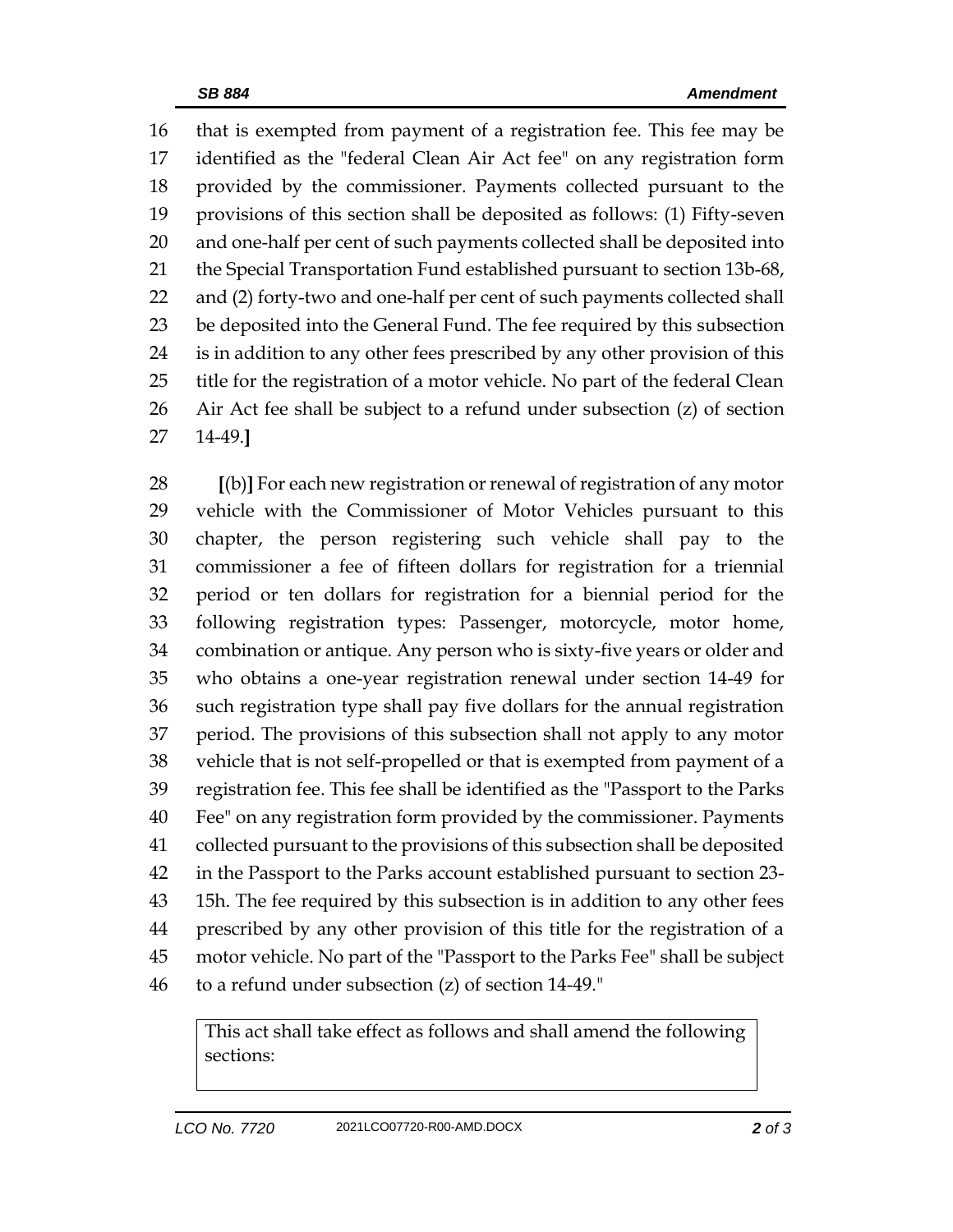16 that is exempted from payment of a registration fee. This fee may be
17 identified as the "federal Clean Air Act fee" on any registration form
18 provided by the commissioner. Payments collected pursuant to the
19 provisions of this section shall be deposited as follows: (1) Fifty-seven
20 and one-half per cent of such payments collected shall be deposited into
21 the Special Transportation Fund established pursuant to section 13b-68,
22 and (2) forty-two and one-half per cent of such payments collected shall
23 be deposited into the General Fund. The fee required by this subsection
24 is in addition to any other fees prescribed by any other provision of this
25 title for the registration of a motor vehicle. No part of the federal Clean
26 Air Act fee shall be subject to a refund under subsection (z) of section
27 14-49.**]**

28 **[**(b)**]** For each new registration or renewal of registration of any motor
29 vehicle with the Commissioner of Motor Vehicles pursuant to this
30 chapter, the person registering such vehicle shall pay to the
31 commissioner a fee of fifteen dollars for registration for a triennial
32 period or ten dollars for registration for a biennial period for the
33 following registration types: Passenger, motorcycle, motor home,
34 combination or antique. Any person who is sixty-five years or older and
35 who obtains a one-year registration renewal under section 14-49 for
36 such registration type shall pay five dollars for the annual registration
37 period. The provisions of this subsection shall not apply to any motor
38 vehicle that is not self-propelled or that is exempted from payment of a
39 registration fee. This fee shall be identified as the "Passport to the Parks
40 Fee" on any registration form provided by the commissioner. Payments
41 collected pursuant to the provisions of this subsection shall be deposited
42 in the Passport to the Parks account established pursuant to section 23-
43 15h. The fee required by this subsection is in addition to any other fees
44 prescribed by any other provision of this title for the registration of a
45 motor vehicle. No part of the "Passport to the Parks Fee" shall be subject
46 to a refund under subsection (z) of section 14-49."

| This act shall take effect as follows and shall amend the following sections: |
|---|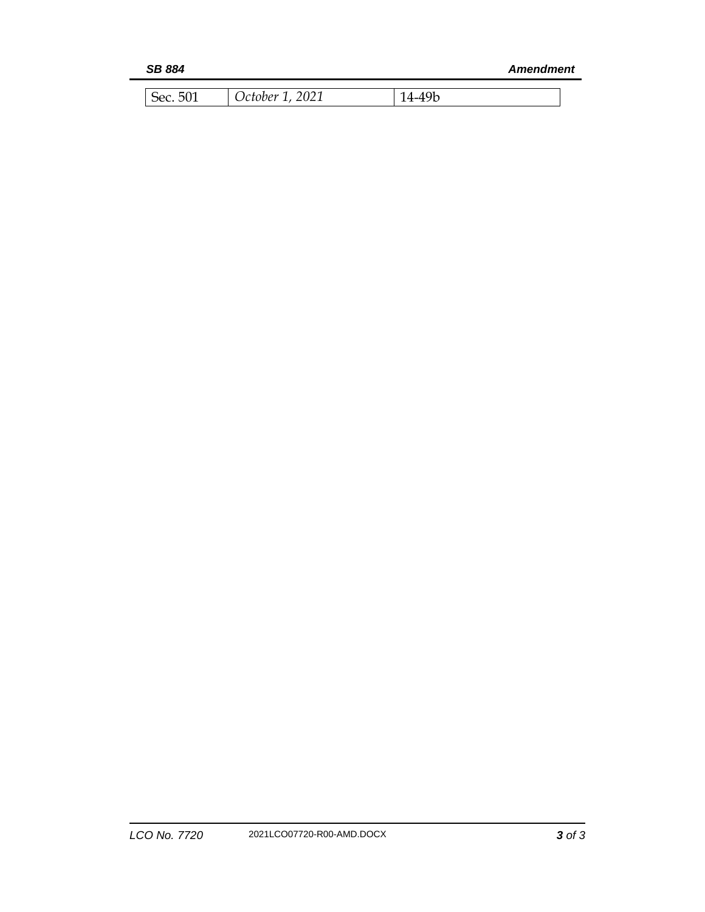| | | |
|---|---|---|
| Sec. 501 | *October 1, 2021* | 14-49b |